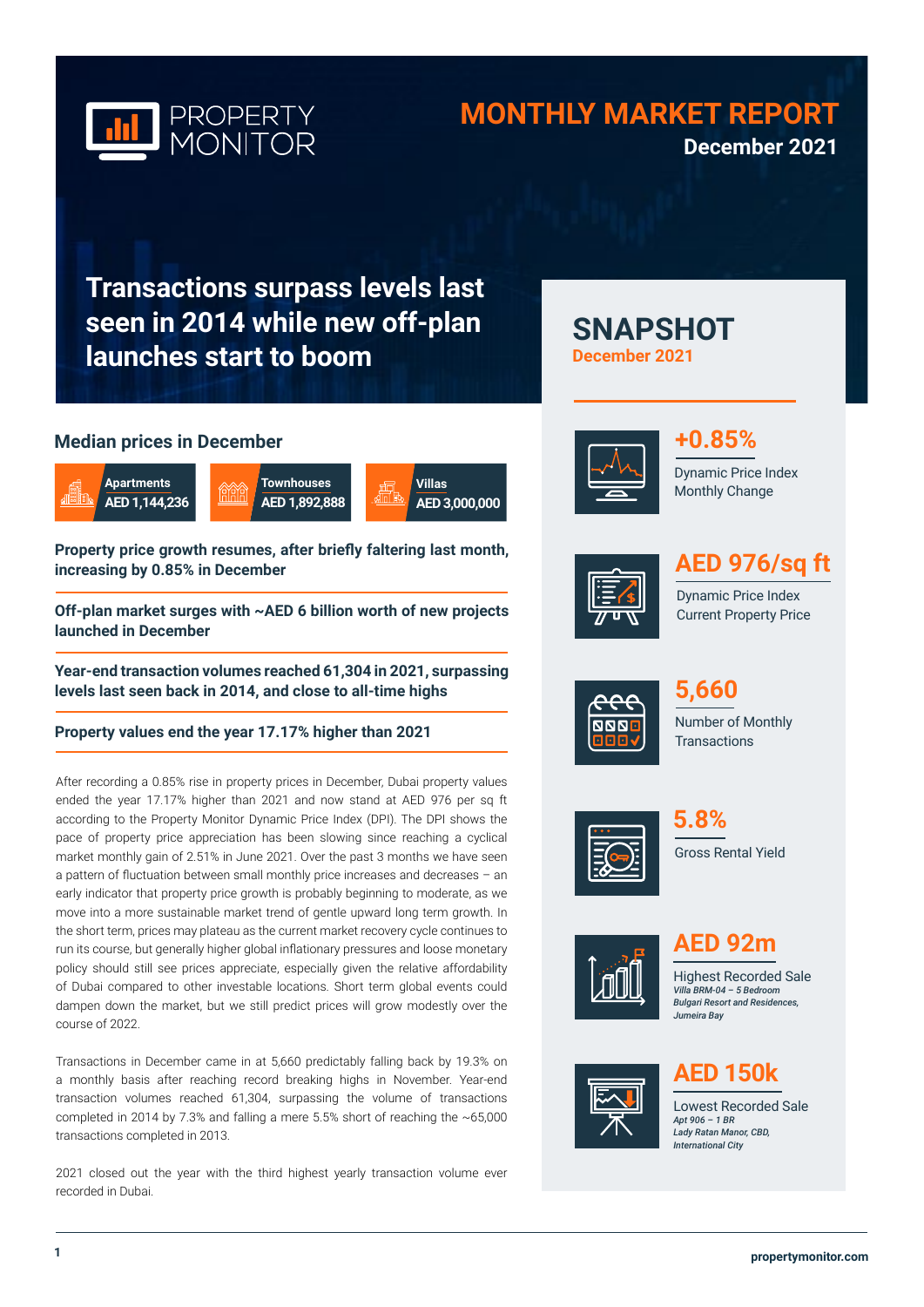PROPERTY MONITOR

# MONTHLY MARKET REPORT

**December 2021**

## Transactions surpass levels last seen in 2014 while new off-plan launches start to boom

### Median prices in December

| Apartments | Townhouses | Villas |
|---|---|---|
| AED 1,144,236 | AED 1,892,888 | AED 3,000,000 |

**Property price growth resumes, after briefly faltering last month, increasing by 0.85% in December**

**Off-plan market surges with ~AED 6 billion worth of new projects launched in December**

**Year-end transaction volumes reached 61,304 in 2021, surpassing levels last seen back in 2014, and close to all-time highs**

**Property values end the year 17.17% higher than 2021**

After recording a 0.85% rise in property prices in December, Dubai property values ended the year 17.17% higher than 2021 and now stand at AED 976 per sq ft according to the Property Monitor Dynamic Price Index (DPI). The DPI shows the pace of property price appreciation has been slowing since reaching a cyclical market monthly gain of 2.51% in June 2021. Over the past 3 months we have seen a pattern of fluctuation between small monthly price increases and decreases – an early indicator that property price growth is probably beginning to moderate, as we move into a more sustainable market trend of gentle upward long term growth. In the short term, prices may plateau as the current market recovery cycle continues to run its course, but generally higher global inflationary pressures and loose monetary policy should still see prices appreciate, especially given the relative affordability of Dubai compared to other investable locations. Short term global events could dampen down the market, but we still predict prices will grow modestly over the course of 2022.

Transactions in December came in at 5,660 predictably falling back by 19.3% on a monthly basis after reaching record breaking highs in November. Year-end transaction volumes reached 61,304, surpassing the volume of transactions completed in 2014 by 7.3% and falling a mere 5.5% short of reaching the ~65,000 transactions completed in 2013.

2021 closed out the year with the third highest yearly transaction volume ever recorded in Dubai.

## SNAPSHOT

**December 2021**

**+0.85%**
Dynamic Price Index Monthly Change

**AED 976/sq ft**
Dynamic Price Index Current Property Price

**5,660**
Number of Monthly Transactions

**5.8%**
Gross Rental Yield

**AED 92m**
Highest Recorded Sale
*Villa BRM-04 – 5 Bedroom*
*Bulgari Resort and Residences, Jumeira Bay*

**AED 150k**
Lowest Recorded Sale
*Apt 906 – 1 BR*
*Lady Ratan Manor, CBD, International City*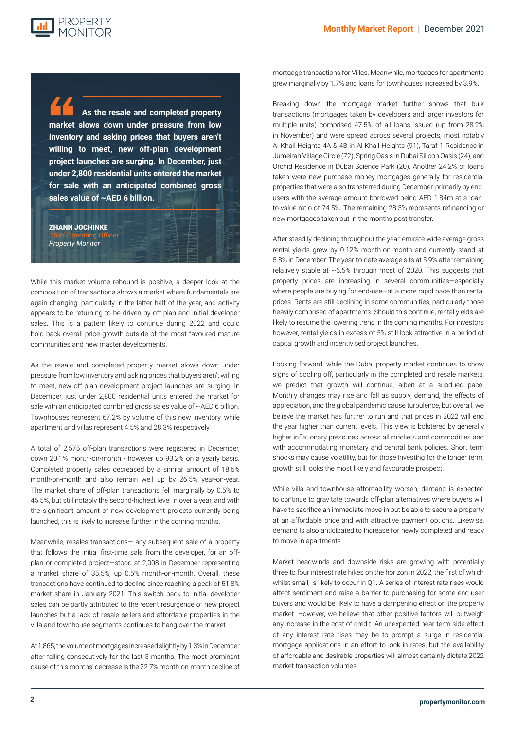> **As the resale and completed property market slows down under pressure from low inventory and asking prices that buyers aren't willing to meet, new off-plan development project launches are surging. In December, just under 2,800 residential units entered the market for sale with an anticipated combined gross sales value of ~AED 6 billion.**
>
> **ZHANN JOCHINKE**
> Chief Operating Officer
> *Property Monitor*

While this market volume rebound is positive, a deeper look at the composition of transactions shows a market where fundamentals are again changing, particularly in the latter half of the year, and activity appears to be returning to be driven by off-plan and initial developer sales. This is a pattern likely to continue during 2022 and could hold back overall price growth outside of the most favoured mature communities and new master developments.

As the resale and completed property market slows down under pressure from low inventory and asking prices that buyers aren't willing to meet, new off-plan development project launches are surging. In December, just under 2,800 residential units entered the market for sale with an anticipated combined gross sales value of ~AED 6 billion. Townhouses represent 67.2% by volume of this new inventory, while apartment and villas represent 4.5% and 28.3% respectively.

A total of 2,575 off-plan transactions were registered in December, down 20.1% month-on-month - however up 93.2% on a yearly basis. Completed property sales decreased by a similar amount of 18.6% month-on-month and also remain well up by 26.5% year-on-year. The market share of off-plan transactions fell marginally by 0.5% to 45.5%, but still notably the second-highest level in over a year, and with the significant amount of new development projects currently being launched, this is likely to increase further in the coming months.

Meanwhile, resales transactions— any subsequent sale of a property that follows the initial first-time sale from the developer, for an off-plan or completed project—stood at 2,008 in December representing a market share of 35.5%, up 0.5% month-on-month. Overall, these transactions have continued to decline since reaching a peak of 51.8% market share in January 2021. This switch back to initial developer sales can be partly attributed to the recent resurgence of new project launches but a lack of resale sellers and affordable properties in the villa and townhouse segments continues to hang over the market.

At 1,865, the volume of mortgages increased slightly by 1.3% in December after falling consecutively for the last 3 months. The most prominent cause of this months' decrease is the 22.7% month-on-month decline of mortgage transactions for Villas. Meanwhile, mortgages for apartments grew marginally by 1.7% and loans for townhouses increased by 3.9%.

Breaking down the mortgage market further shows that bulk transactions (mortgages taken by developers and larger investors for multiple units) comprised 47.5% of all loans issued (up from 28.2% in November) and were spread across several projects, most notably Al Khail Heights 4A & 4B in Al Khail Heights (91), Taraf 1 Residence in Jumeirah Village Circle (72), Spring Oasis in Dubai Silicon Oasis (24), and Orchid Residence in Dubai Science Park (20). Another 24.2% of loans taken were new purchase money mortgages generally for residential properties that were also transferred during December, primarily by end-users with the average amount borrowed being AED 1.84m at a loan-to-value ratio of 74.5%. The remaining 28.3% represents refinancing or new mortgages taken out in the months post transfer.

After steadily declining throughout the year, emirate-wide average gross rental yields grew by 0.12% month-on-month and currently stand at 5.8% in December. The year-to-date average sits at 5.9% after remaining relatively stable at ~6.5% through most of 2020. This suggests that property prices are increasing in several communities—especially where people are buying for end-use—at a more rapid pace than rental prices. Rents are still declining in some communities, particularly those heavily comprised of apartments. Should this continue, rental yields are likely to resume the lowering trend in the coming months. For investors however, rental yields in excess of 5% still look attractive in a period of capital growth and incentivised project launches.

Looking forward, while the Dubai property market continues to show signs of cooling off, particularly in the completed and resale markets, we predict that growth will continue, albeit at a subdued pace. Monthly changes may rise and fall as supply, demand, the effects of appreciation, and the global pandemic cause turbulence, but overall, we believe the market has further to run and that prices in 2022 will end the year higher than current levels. This view is bolstered by generally higher inflationary pressures across all markets and commodities and with accommodating monetary and central bank policies. Short term shocks may cause volatility, but for those investing for the longer term, growth still looks the most likely and favourable prospect.

While villa and townhouse affordability worsen, demand is expected to continue to gravitate towards off-plan alternatives where buyers will have to sacrifice an immediate move-in but be able to secure a property at an affordable price and with attractive payment options. Likewise, demand is also anticipated to increase for newly completed and ready to move-in apartments.

Market headwinds and downside risks are growing with potentially three to four interest rate hikes on the horizon in 2022, the first of which whilst small, is likely to occur in Q1. A series of interest rate rises would affect sentiment and raise a barrier to purchasing for some end-user buyers and would be likely to have a dampening effect on the property market. However, we believe that other positive factors will outweigh any increase in the cost of credit. An unexpected near-term side effect of any interest rate rises may be to prompt a surge in residential mortgage applications in an effort to lock in rates, but the availability of affordable and desirable properties will almost certainly dictate 2022 market transaction volumes.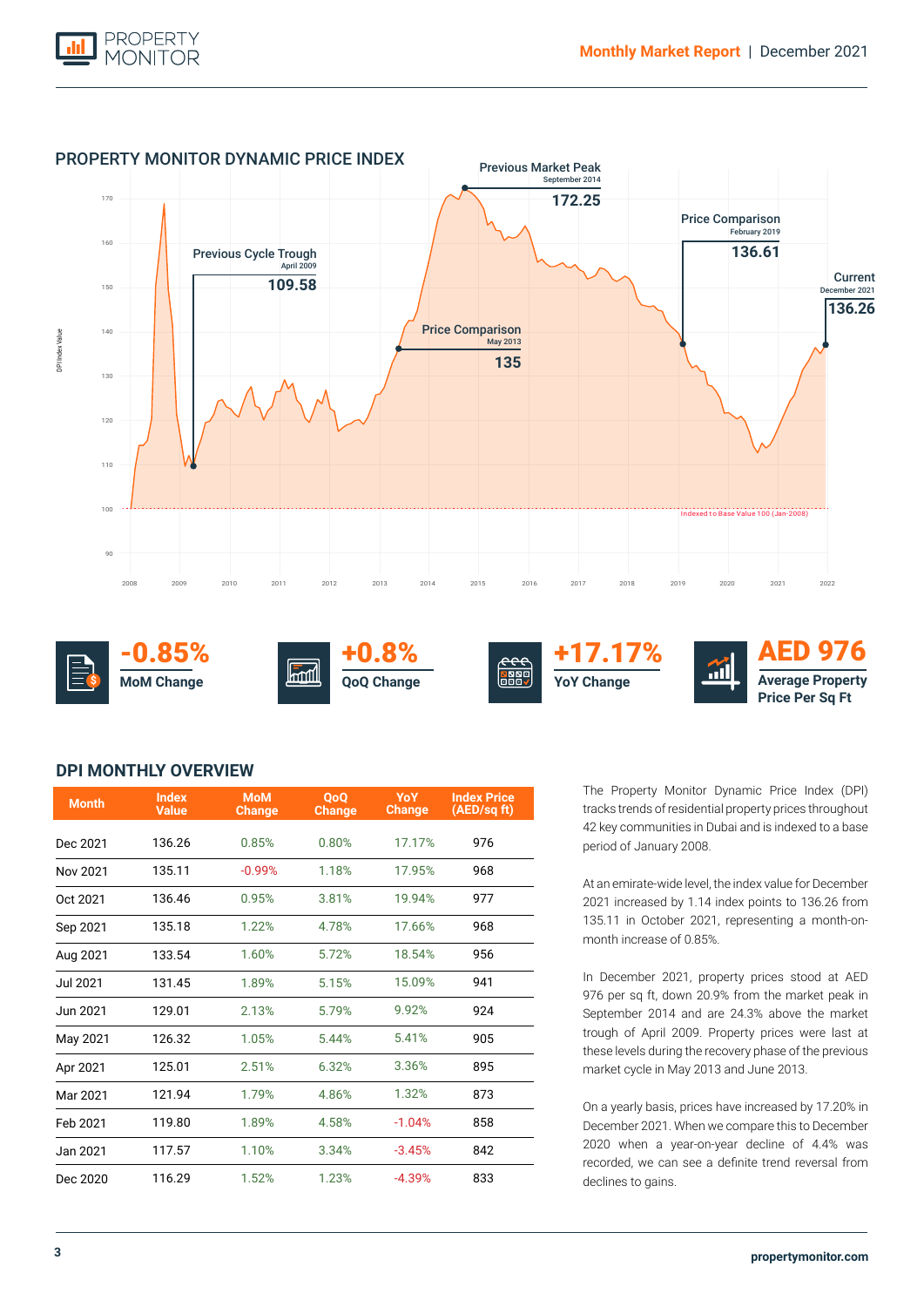## PROPERTY MONITOR DYNAMIC PRICE INDEX

Previous Market Peak
September 2014
**172.25**

Price Comparison
February 2019
**136.61**

Previous Cycle Trough
April 2009
**109.58**

Current
December 2021
**136.26**

Price Comparison
May 2013
**135**

Indexed to Base Value 100 (Jan-2008)

DPI Index Value

**-0.85%** MoM Change

**+0.8%** QoQ Change

**+17.17%** YoY Change

**AED 976** Average Property Price Per Sq Ft

## DPI MONTHLY OVERVIEW

| Month | Index Value | MoM Change | QoQ Change | YoY Change | Index Price (AED/sq ft) |
|---|---|---|---|---|---|
| Dec 2021 | 136.26 | 0.85% | 0.80% | 17.17% | 976 |
| Nov 2021 | 135.11 | -0.99% | 1.18% | 17.95% | 968 |
| Oct 2021 | 136.46 | 0.95% | 3.81% | 19.94% | 977 |
| Sep 2021 | 135.18 | 1.22% | 4.78% | 17.66% | 968 |
| Aug 2021 | 133.54 | 1.60% | 5.72% | 18.54% | 956 |
| Jul 2021 | 131.45 | 1.89% | 5.15% | 15.09% | 941 |
| Jun 2021 | 129.01 | 2.13% | 5.79% | 9.92% | 924 |
| May 2021 | 126.32 | 1.05% | 5.44% | 5.41% | 905 |
| Apr 2021 | 125.01 | 2.51% | 6.32% | 3.36% | 895 |
| Mar 2021 | 121.94 | 1.79% | 4.86% | 1.32% | 873 |
| Feb 2021 | 119.80 | 1.89% | 4.58% | -1.04% | 858 |
| Jan 2021 | 117.57 | 1.10% | 3.34% | -3.45% | 842 |
| Dec 2020 | 116.29 | 1.52% | 1.23% | -4.39% | 833 |

The Property Monitor Dynamic Price Index (DPI) tracks trends of residential property prices throughout 42 key communities in Dubai and is indexed to a base period of January 2008.

At an emirate-wide level, the index value for December 2021 increased by 1.14 index points to 136.26 from 135.11 in October 2021, representing a month-on-month increase of 0.85%.

In December 2021, property prices stood at AED 976 per sq ft, down 20.9% from the market peak in September 2014 and are 24.3% above the market trough of April 2009. Property prices were last at these levels during the recovery phase of the previous market cycle in May 2013 and June 2013.

On a yearly basis, prices have increased by 17.20% in December 2021. When we compare this to December 2020 when a year-on-year decline of 4.4% was recorded, we can see a definite trend reversal from declines to gains.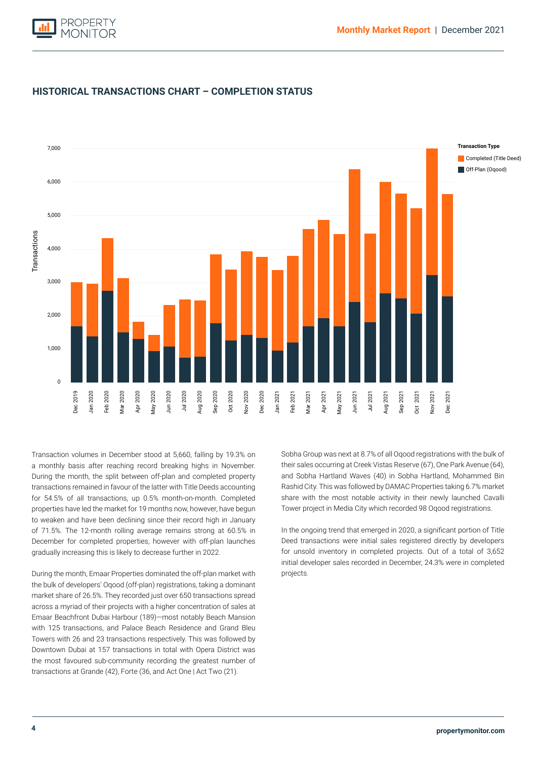## HISTORICAL TRANSACTIONS CHART – COMPLETION STATUS

Transaction volumes in December stood at 5,660, falling by 19.3% on a monthly basis after reaching record breaking highs in November. During the month, the split between off-plan and completed property transactions remained in favour of the latter with Title Deeds accounting for 54.5% of all transactions, up 0.5% month-on-month. Completed properties have led the market for 19 months now, however, have begun to weaken and have been declining since their record high in January of 71.5%. The 12-month rolling average remains strong at 60.5% in December for completed properties, however with off-plan launches gradually increasing this is likely to decrease further in 2022.

During the month, Emaar Properties dominated the off-plan market with the bulk of developers' Oqood (off-plan) registrations, taking a dominant market share of 26.5%. They recorded just over 650 transactions spread across a myriad of their projects with a higher concentration of sales at Emaar Beachfront Dubai Harbour (189)—most notably Beach Mansion with 125 transactions, and Palace Beach Residence and Grand Bleu Towers with 26 and 23 transactions respectively. This was followed by Downtown Dubai at 157 transactions in total with Opera District was the most favoured sub-community recording the greatest number of transactions at Grande (42), Forte (36, and Act One | Act Two (21).

Sobha Group was next at 8.7% of all Oqood registrations with the bulk of their sales occurring at Creek Vistas Reserve (67), One Park Avenue (64), and Sobha Hartland Waves (40) in Sobha Hartland, Mohammed Bin Rashid City. This was followed by DAMAC Properties taking 6.7% market share with the most notable activity in their newly launched Cavalli Tower project in Media City which recorded 98 Oqood registrations.

In the ongoing trend that emerged in 2020, a significant portion of Title Deed transactions were initial sales registered directly by developers for unsold inventory in completed projects. Out of a total of 3,652 initial developer sales recorded in December, 24.3% were in completed projects.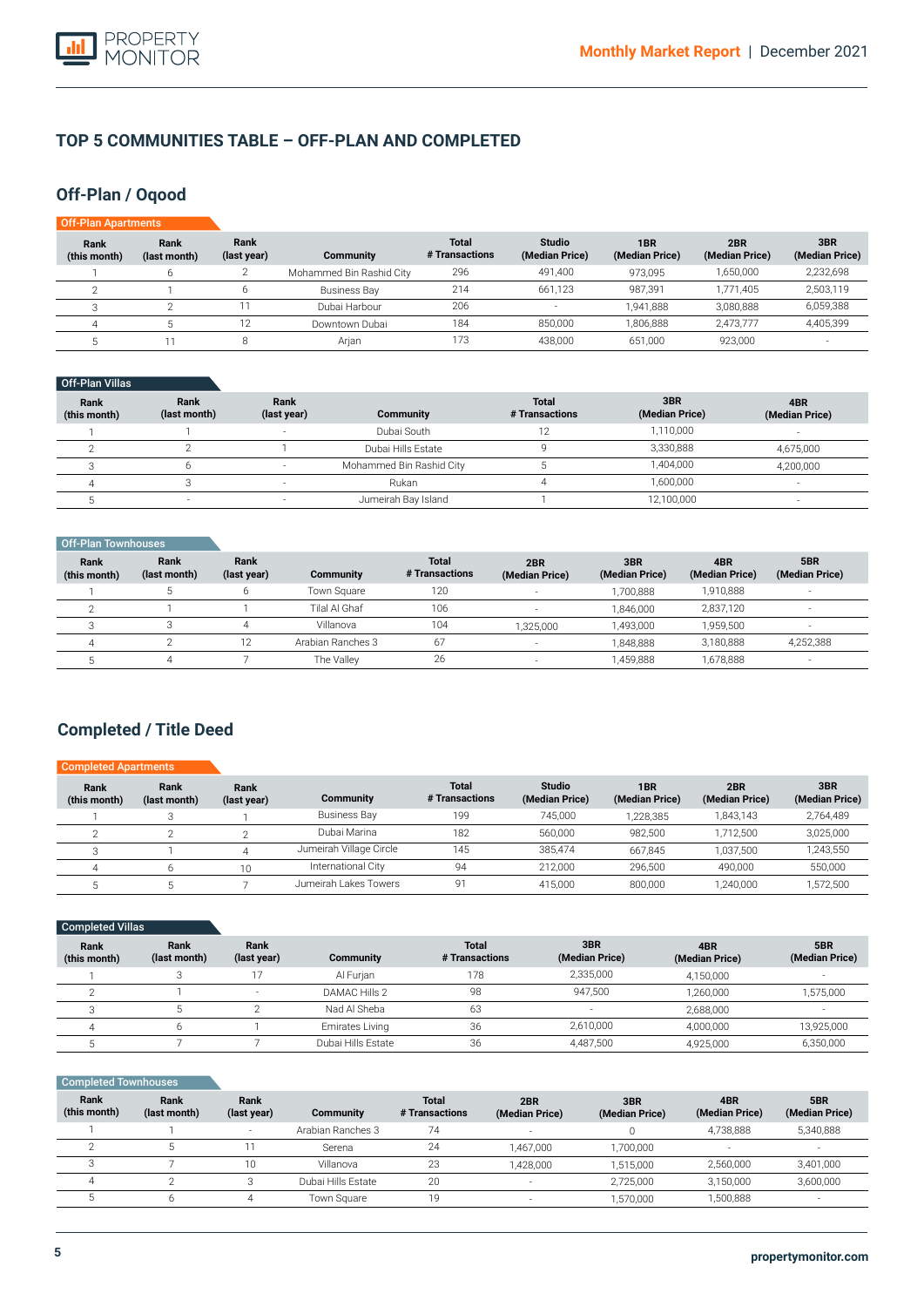# TOP 5 COMMUNITIES TABLE – OFF-PLAN AND COMPLETED

## Off-Plan / Oqood

### Off-Plan Apartments

| Rank (this month) | Rank (last month) | Rank (last year) | Community | Total # Transactions | Studio (Median Price) | 1BR (Median Price) | 2BR (Median Price) | 3BR (Median Price) |
|---|---|---|---|---|---|---|---|---|
| 1 | 6 | 2 | Mohammed Bin Rashid City | 296 | 491,400 | 973,095 | 1,650,000 | 2,232,698 |
| 2 | 1 | 6 | Business Bay | 214 | 661,123 | 987,391 | 1,771,405 | 2,503,119 |
| 3 | 2 | 11 | Dubai Harbour | 206 | - | 1,941,888 | 3,080,888 | 6,059,388 |
| 4 | 5 | 12 | Downtown Dubai | 184 | 850,000 | 1,806,888 | 2,473,777 | 4,405,399 |
| 5 | 11 | 8 | Arjan | 173 | 438,000 | 651,000 | 923,000 | - |

### Off-Plan Villas

| Rank (this month) | Rank (last month) | Rank (last year) | Community | Total # Transactions | 3BR (Median Price) | 4BR (Median Price) |
|---|---|---|---|---|---|---|
| 1 | 1 | - | Dubai South | 12 | 1,110,000 | - |
| 2 | 2 | 1 | Dubai Hills Estate | 9 | 3,330,888 | 4,675,000 |
| 3 | 6 | - | Mohammed Bin Rashid City | 5 | 1,404,000 | 4,200,000 |
| 4 | 3 | - | Rukan | 4 | 1,600,000 | - |
| 5 | - | - | Jumeirah Bay Island | 1 | 12,100,000 | - |

### Off-Plan Townhouses

| Rank (this month) | Rank (last month) | Rank (last year) | Community | Total # Transactions | 2BR (Median Price) | 3BR (Median Price) | 4BR (Median Price) | 5BR (Median Price) |
|---|---|---|---|---|---|---|---|---|
| 1 | 5 | 6 | Town Square | 120 | - | 1,700,888 | 1,910,888 | - |
| 2 | 1 | 1 | Tilal Al Ghaf | 106 | - | 1,846,000 | 2,837,120 | - |
| 3 | 3 | 4 | Villanova | 104 | 1,325,000 | 1,493,000 | 1,959,500 | - |
| 4 | 2 | 12 | Arabian Ranches 3 | 67 | - | 1,848,888 | 3,180,888 | 4,252,388 |
| 5 | 4 | 7 | The Valley | 26 | - | 1,459,888 | 1,678,888 | - |

## Completed / Title Deed

### Completed Apartments

| Rank (this month) | Rank (last month) | Rank (last year) | Community | Total # Transactions | Studio (Median Price) | 1BR (Median Price) | 2BR (Median Price) | 3BR (Median Price) |
|---|---|---|---|---|---|---|---|---|
| 1 | 3 | 1 | Business Bay | 199 | 745,000 | 1,228,385 | 1,843,143 | 2,764,489 |
| 2 | 2 | 2 | Dubai Marina | 182 | 560,000 | 982,500 | 1,712,500 | 3,025,000 |
| 3 | 1 | 4 | Jumeirah Village Circle | 145 | 385,474 | 667,845 | 1,037,500 | 1,243,550 |
| 4 | 6 | 10 | International City | 94 | 212,000 | 296,500 | 490,000 | 550,000 |
| 5 | 5 | 7 | Jumeirah Lakes Towers | 91 | 415,000 | 800,000 | 1,240,000 | 1,572,500 |

### Completed Villas

| Rank (this month) | Rank (last month) | Rank (last year) | Community | Total # Transactions | 3BR (Median Price) | 4BR (Median Price) | 5BR (Median Price) |
|---|---|---|---|---|---|---|---|
| 1 | 3 | 17 | Al Furjan | 178 | 2,335,000 | 4,150,000 | - |
| 2 | 1 | - | DAMAC Hills 2 | 98 | 947,500 | 1,260,000 | 1,575,000 |
| 3 | 5 | 2 | Nad Al Sheba | 63 | - | 2,688,000 | - |
| 4 | 6 | 1 | Emirates Living | 36 | 2,610,000 | 4,000,000 | 13,925,000 |
| 5 | 7 | 7 | Dubai Hills Estate | 36 | 4,487,500 | 4,925,000 | 6,350,000 |

### Completed Townhouses

| Rank (this month) | Rank (last month) | Rank (last year) | Community | Total # Transactions | 2BR (Median Price) | 3BR (Median Price) | 4BR (Median Price) | 5BR (Median Price) |
|---|---|---|---|---|---|---|---|---|
| 1 | 1 | - | Arabian Ranches 3 | 74 | - | 0 | 4,738,888 | 5,340,888 |
| 2 | 5 | 11 | Serena | 24 | 1,467,000 | 1,700,000 | - | - |
| 3 | 7 | 10 | Villanova | 23 | 1,428,000 | 1,515,000 | 2,560,000 | 3,401,000 |
| 4 | 2 | 3 | Dubai Hills Estate | 20 | - | 2,725,000 | 3,150,000 | 3,600,000 |
| 5 | 6 | 4 | Town Square | 19 | - | 1,570,000 | 1,500,888 | - |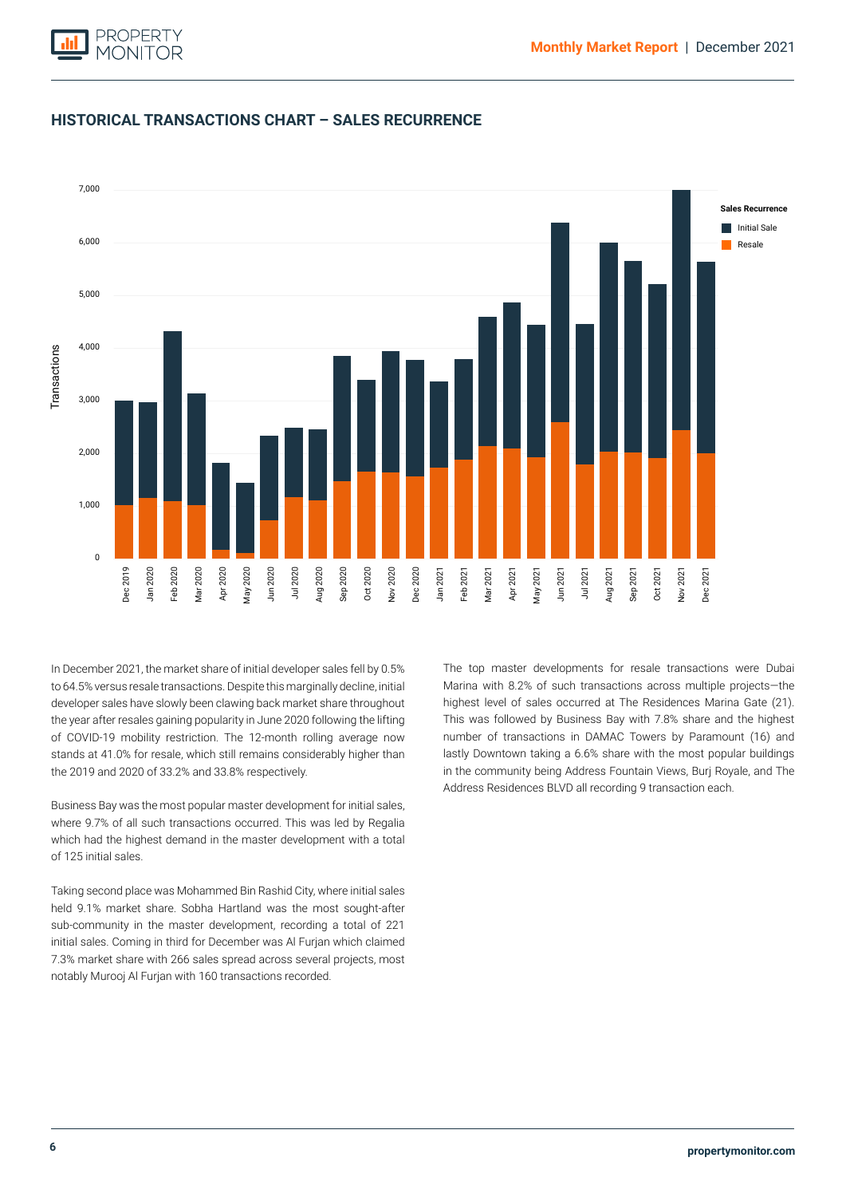## HISTORICAL TRANSACTIONS CHART – SALES RECURRENCE

In December 2021, the market share of initial developer sales fell by 0.5% to 64.5% versus resale transactions. Despite this marginally decline, initial developer sales have slowly been clawing back market share throughout the year after resales gaining popularity in June 2020 following the lifting of COVID-19 mobility restriction. The 12-month rolling average now stands at 41.0% for resale, which still remains considerably higher than the 2019 and 2020 of 33.2% and 33.8% respectively.

Business Bay was the most popular master development for initial sales, where 9.7% of all such transactions occurred. This was led by Regalia which had the highest demand in the master development with a total of 125 initial sales.

Taking second place was Mohammed Bin Rashid City, where initial sales held 9.1% market share. Sobha Hartland was the most sought-after sub-community in the master development, recording a total of 221 initial sales. Coming in third for December was Al Furjan which claimed 7.3% market share with 266 sales spread across several projects, most notably Murooj Al Furjan with 160 transactions recorded.

The top master developments for resale transactions were Dubai Marina with 8.2% of such transactions across multiple projects—the highest level of sales occurred at The Residences Marina Gate (21). This was followed by Business Bay with 7.8% share and the highest number of transactions in DAMAC Towers by Paramount (16) and lastly Downtown taking a 6.6% share with the most popular buildings in the community being Address Fountain Views, Burj Royale, and The Address Residences BLVD all recording 9 transaction each.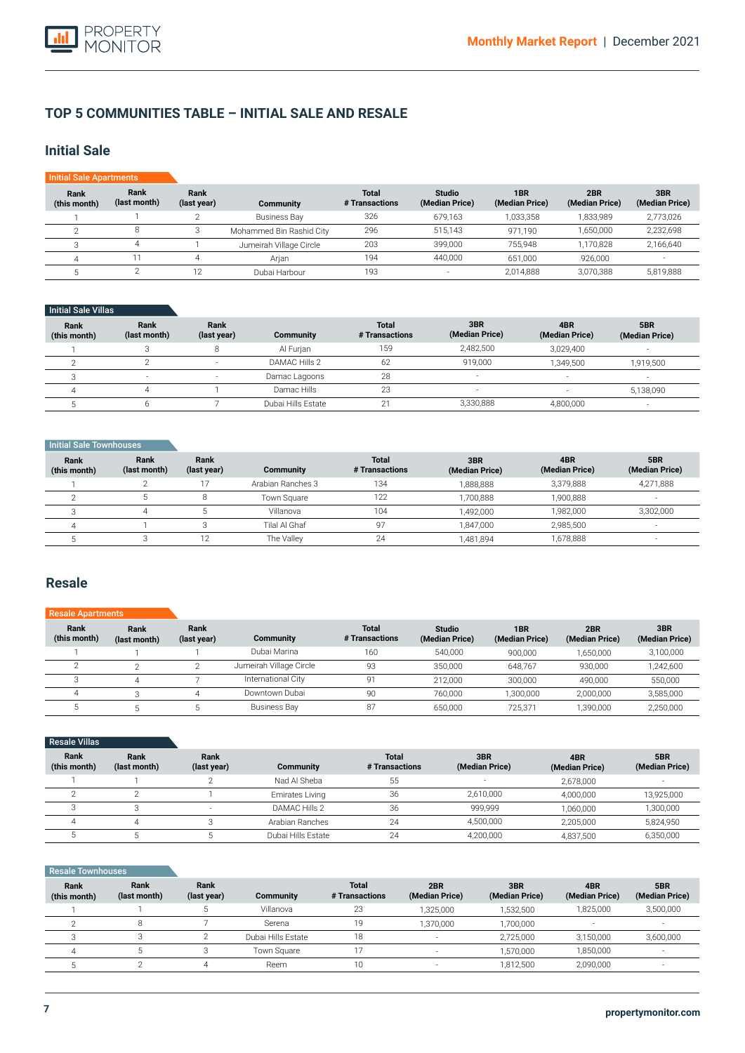## TOP 5 COMMUNITIES TABLE – INITIAL SALE AND RESALE

### Initial Sale

**Initial Sale Apartments**

| Rank (this month) | Rank (last month) | Rank (last year) | Community | Total # Transactions | Studio (Median Price) | 1BR (Median Price) | 2BR (Median Price) | 3BR (Median Price) |
|---|---|---|---|---|---|---|---|---|
| 1 | 1 | 2 | Business Bay | 326 | 679,163 | 1,033,358 | 1,833,989 | 2,773,026 |
| 2 | 8 | 3 | Mohammed Bin Rashid City | 296 | 515,143 | 971,190 | 1,650,000 | 2,232,698 |
| 3 | 4 | 1 | Jumeirah Village Circle | 203 | 399,000 | 755,948 | 1,170,828 | 2,166,640 |
| 4 | 11 | 4 | Arjan | 194 | 440,000 | 651,000 | 926,000 | - |
| 5 | 2 | 12 | Dubai Harbour | 193 | - | 2,014,888 | 3,070,388 | 5,819,888 |

**Initial Sale Villas**

| Rank (this month) | Rank (last month) | Rank (last year) | Community | Total # Transactions | 3BR (Median Price) | 4BR (Median Price) | 5BR (Median Price) |
|---|---|---|---|---|---|---|---|
| 1 | 3 | 8 | Al Furjan | 159 | 2,482,500 | 3,029,400 | - |
| 2 | 2 | - | DAMAC Hills 2 | 62 | 919,000 | 1,349,500 | 1,919,500 |
| 3 | - | - | Damac Lagoons | 28 | - | - | - |
| 4 | 4 | 1 | Damac Hills | 23 | - | - | 5,138,090 |
| 5 | 6 | 7 | Dubai Hills Estate | 21 | 3,330,888 | 4,800,000 | - |

**Initial Sale Townhouses**

| Rank (this month) | Rank (last month) | Rank (last year) | Community | Total # Transactions | 3BR (Median Price) | 4BR (Median Price) | 5BR (Median Price) |
|---|---|---|---|---|---|---|---|
| 1 | 2 | 17 | Arabian Ranches 3 | 134 | 1,888,888 | 3,379,888 | 4,271,888 |
| 2 | 5 | 8 | Town Square | 122 | 1,700,888 | 1,900,888 | - |
| 3 | 4 | 5 | Villanova | 104 | 1,492,000 | 1,982,000 | 3,302,000 |
| 4 | 1 | 3 | Tilal Al Ghaf | 97 | 1,847,000 | 2,985,500 | - |
| 5 | 3 | 12 | The Valley | 24 | 1,481,894 | 1,678,888 | - |

### Resale

**Resale Apartments**

| Rank (this month) | Rank (last month) | Rank (last year) | Community | Total # Transactions | Studio (Median Price) | 1BR (Median Price) | 2BR (Median Price) | 3BR (Median Price) |
|---|---|---|---|---|---|---|---|---|
| 1 | 1 | 1 | Dubai Marina | 160 | 540,000 | 900,000 | 1,650,000 | 3,100,000 |
| 2 | 2 | 2 | Jumeirah Village Circle | 93 | 350,000 | 648,767 | 930,000 | 1,242,600 |
| 3 | 4 | 7 | International City | 91 | 212,000 | 300,000 | 490,000 | 550,000 |
| 4 | 3 | 4 | Downtown Dubai | 90 | 760,000 | 1,300,000 | 2,000,000 | 3,585,000 |
| 5 | 5 | 5 | Business Bay | 87 | 650,000 | 725,371 | 1,390,000 | 2,250,000 |

**Resale Villas**

| Rank (this month) | Rank (last month) | Rank (last year) | Community | Total # Transactions | 3BR (Median Price) | 4BR (Median Price) | 5BR (Median Price) |
|---|---|---|---|---|---|---|---|
| 1 | 1 | 2 | Nad Al Sheba | 55 | - | 2,678,000 | - |
| 2 | 2 | 1 | Emirates Living | 36 | 2,610,000 | 4,000,000 | 13,925,000 |
| 3 | 3 | - | DAMAC Hills 2 | 36 | 999,999 | 1,060,000 | 1,300,000 |
| 4 | 4 | 3 | Arabian Ranches | 24 | 4,500,000 | 2,205,000 | 5,824,950 |
| 5 | 5 | 5 | Dubai Hills Estate | 24 | 4,200,000 | 4,837,500 | 6,350,000 |

**Resale Townhouses**

| Rank (this month) | Rank (last month) | Rank (last year) | Community | Total # Transactions | 2BR (Median Price) | 3BR (Median Price) | 4BR (Median Price) | 5BR (Median Price) |
|---|---|---|---|---|---|---|---|---|
| 1 | 1 | 5 | Villanova | 23 | 1,325,000 | 1,532,500 | 1,825,000 | 3,500,000 |
| 2 | 8 | 7 | Serena | 19 | 1,370,000 | 1,700,000 | - | - |
| 3 | 3 | 2 | Dubai Hills Estate | 18 | - | 2,725,000 | 3,150,000 | 3,600,000 |
| 4 | 5 | 3 | Town Square | 17 | - | 1,570,000 | 1,850,000 | - |
| 5 | 2 | 4 | Reem | 10 | - | 1,812,500 | 2,090,000 | - |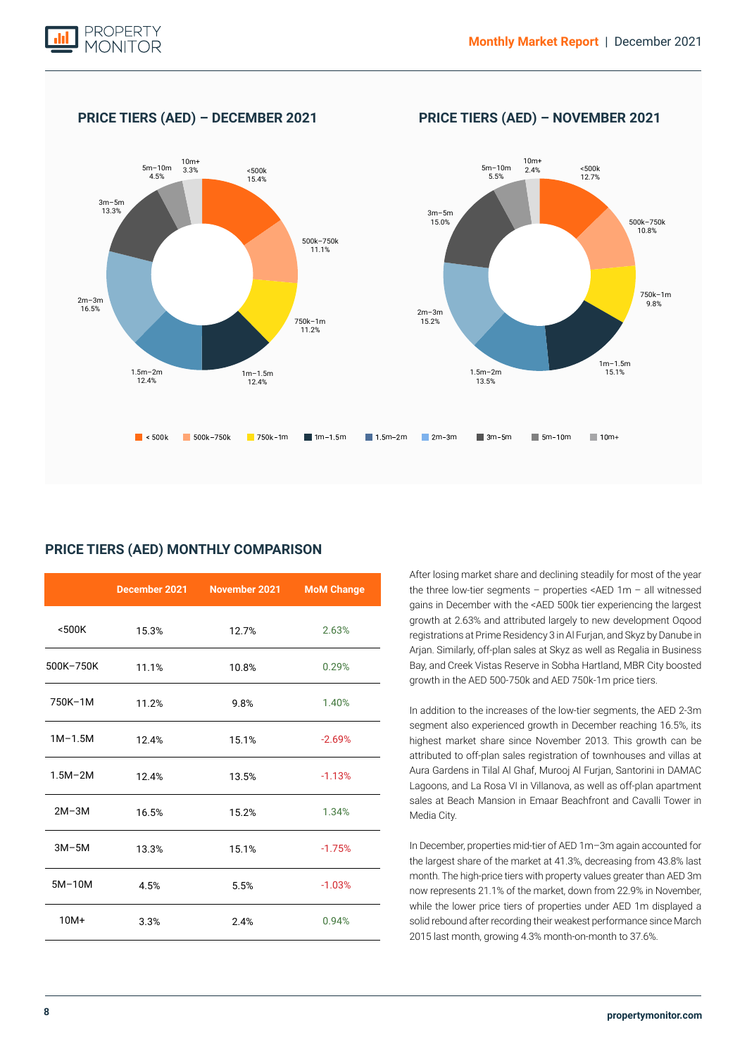## PRICE TIERS (AED) – DECEMBER 2021

<500k 15.4%
500k–750k 11.1%
750k–1m 11.2%
1m–1.5m 12.4%
1.5m–2m 12.4%
2m–3m 16.5%
3m–5m 13.3%
5m–10m 4.5%
10m+ 3.3%

## PRICE TIERS (AED) – NOVEMBER 2021

<500k 12.7%
500k–750k 10.8%
750k–1m 9.8%
1m–1.5m 15.1%
1.5m–2m 13.5%
2m–3m 15.2%
3m–5m 15.0%
5m–10m 5.5%
10m+ 2.4%

< 500k | 500k–750k | 750k–1m | 1m–1.5m | 1.5m–2m | 2m–3m | 3m–5m | 5m–10m | 10m+

## PRICE TIERS (AED) MONTHLY COMPARISON

| | December 2021 | November 2021 | MoM Change |
|---|---|---|---|
| <500K | 15.3% | 12.7% | 2.63% |
| 500K–750K | 11.1% | 10.8% | 0.29% |
| 750K–1M | 11.2% | 9.8% | 1.40% |
| 1M–1.5M | 12.4% | 15.1% | -2.69% |
| 1.5M–2M | 12.4% | 13.5% | -1.13% |
| 2M–3M | 16.5% | 15.2% | 1.34% |
| 3M–5M | 13.3% | 15.1% | -1.75% |
| 5M–10M | 4.5% | 5.5% | -1.03% |
| 10M+ | 3.3% | 2.4% | 0.94% |

After losing market share and declining steadily for most of the year the three low-tier segments – properties <AED 1m – all witnessed gains in December with the <AED 500k tier experiencing the largest growth at 2.63% and attributed largely to new development Oqood registrations at Prime Residency 3 in Al Furjan, and Skyz by Danube in Arjan. Similarly, off-plan sales at Skyz as well as Regalia in Business Bay, and Creek Vistas Reserve in Sobha Hartland, MBR City boosted growth in the AED 500-750k and AED 750k-1m price tiers.

In addition to the increases of the low-tier segments, the AED 2-3m segment also experienced growth in December reaching 16.5%, its highest market share since November 2013. This growth can be attributed to off-plan sales registration of townhouses and villas at Aura Gardens in Tilal Al Ghaf, Murooj Al Furjan, Santorini in DAMAC Lagoons, and La Rosa VI in Villanova, as well as off-plan apartment sales at Beach Mansion in Emaar Beachfront and Cavalli Tower in Media City.

In December, properties mid-tier of AED 1m–3m again accounted for the largest share of the market at 41.3%, decreasing from 43.8% last month. The high-price tiers with property values greater than AED 3m now represents 21.1% of the market, down from 22.9% in November, while the lower price tiers of properties under AED 1m displayed a solid rebound after recording their weakest performance since March 2015 last month, growing 4.3% month-on-month to 37.6%.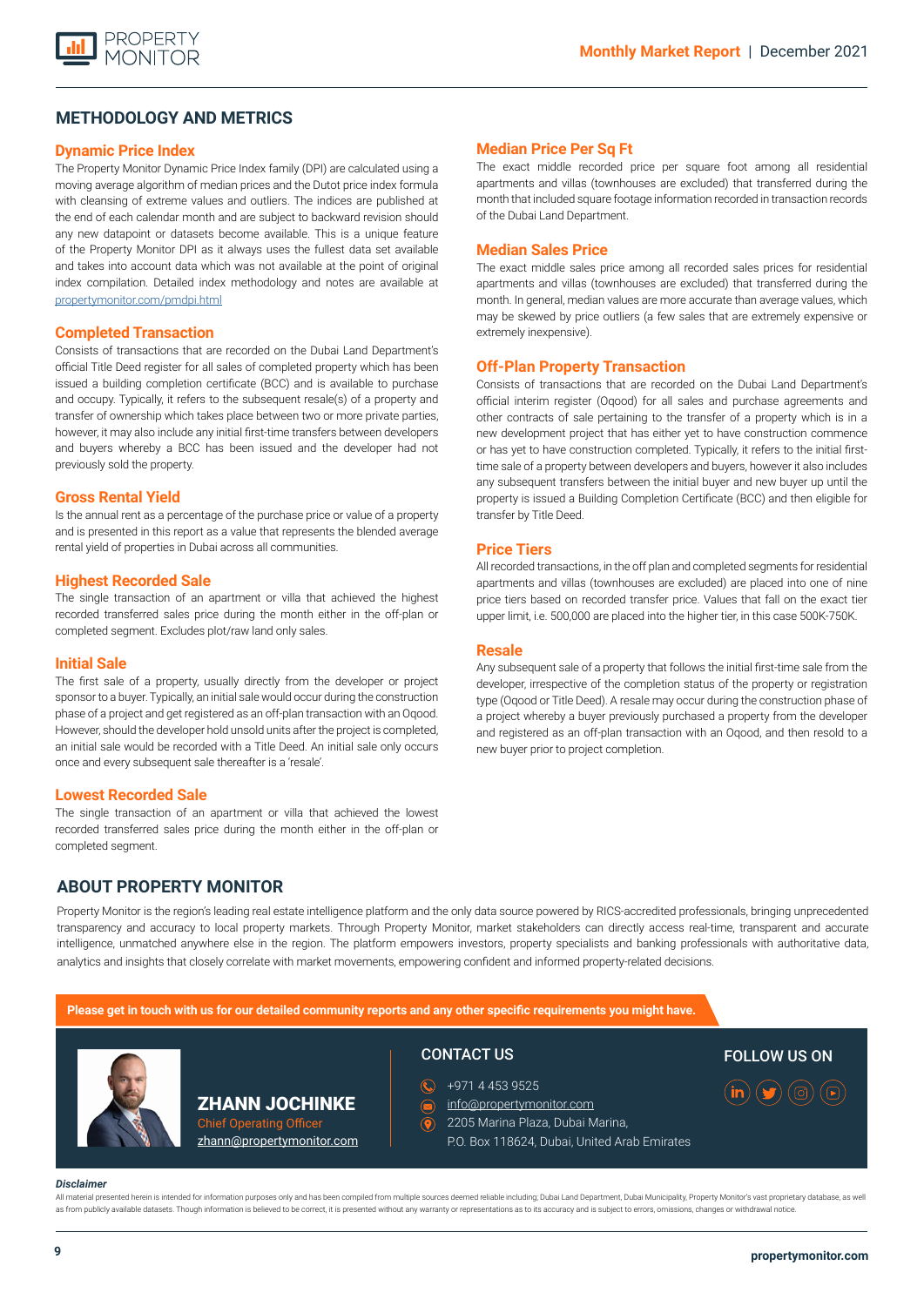## METHODOLOGY AND METRICS

### Dynamic Price Index

The Property Monitor Dynamic Price Index family (DPI) are calculated using a moving average algorithm of median prices and the Dutot price index formula with cleansing of extreme values and outliers. The indices are published at the end of each calendar month and are subject to backward revision should any new datapoint or datasets become available. This is a unique feature of the Property Monitor DPI as it always uses the fullest data set available and takes into account data which was not available at the point of original index compilation. Detailed index methodology and notes are available at propertymonitor.com/pmdpi.html

### Completed Transaction

Consists of transactions that are recorded on the Dubai Land Department's official Title Deed register for all sales of completed property which has been issued a building completion certificate (BCC) and is available to purchase and occupy. Typically, it refers to the subsequent resale(s) of a property and transfer of ownership which takes place between two or more private parties, however, it may also include any initial first-time transfers between developers and buyers whereby a BCC has been issued and the developer had not previously sold the property.

### Gross Rental Yield

Is the annual rent as a percentage of the purchase price or value of a property and is presented in this report as a value that represents the blended average rental yield of properties in Dubai across all communities.

### Highest Recorded Sale

The single transaction of an apartment or villa that achieved the highest recorded transferred sales price during the month either in the off-plan or completed segment. Excludes plot/raw land only sales.

### Initial Sale

The first sale of a property, usually directly from the developer or project sponsor to a buyer. Typically, an initial sale would occur during the construction phase of a project and get registered as an off-plan transaction with an Oqood. However, should the developer hold unsold units after the project is completed, an initial sale would be recorded with a Title Deed. An initial sale only occurs once and every subsequent sale thereafter is a 'resale'.

### Lowest Recorded Sale

The single transaction of an apartment or villa that achieved the lowest recorded transferred sales price during the month either in the off-plan or completed segment.

### Median Price Per Sq Ft

The exact middle recorded price per square foot among all residential apartments and villas (townhouses are excluded) that transferred during the month that included square footage information recorded in transaction records of the Dubai Land Department.

### Median Sales Price

The exact middle sales price among all recorded sales prices for residential apartments and villas (townhouses are excluded) that transferred during the month. In general, median values are more accurate than average values, which may be skewed by price outliers (a few sales that are extremely expensive or extremely inexpensive).

### Off-Plan Property Transaction

Consists of transactions that are recorded on the Dubai Land Department's official interim register (Oqood) for all sales and purchase agreements and other contracts of sale pertaining to the transfer of a property which is in a new development project that has either yet to have construction commence or has yet to have construction completed. Typically, it refers to the initial first-time sale of a property between developers and buyers, however it also includes any subsequent transfers between the initial buyer and new buyer up until the property is issued a Building Completion Certificate (BCC) and then eligible for transfer by Title Deed.

### Price Tiers

All recorded transactions, in the off plan and completed segments for residential apartments and villas (townhouses are excluded) are placed into one of nine price tiers based on recorded transfer price. Values that fall on the exact tier upper limit, i.e. 500,000 are placed into the higher tier, in this case 500K-750K.

### Resale

Any subsequent sale of a property that follows the initial first-time sale from the developer, irrespective of the completion status of the property or registration type (Oqood or Title Deed). A resale may occur during the construction phase of a project whereby a buyer previously purchased a property from the developer and registered as an off-plan transaction with an Oqood, and then resold to a new buyer prior to project completion.

## ABOUT PROPERTY MONITOR

Property Monitor is the region's leading real estate intelligence platform and the only data source powered by RICS-accredited professionals, bringing unprecedented transparency and accuracy to local property markets. Through Property Monitor, market stakeholders can directly access real-time, transparent and accurate intelligence, unmatched anywhere else in the region. The platform empowers investors, property specialists and banking professionals with authoritative data, analytics and insights that closely correlate with market movements, empowering confident and informed property-related decisions.

**Please get in touch with us for our detailed community reports and any other specific requirements you might have.**

**ZHANN JOCHINKE**
Chief Operating Officer
zhann@propertymonitor.com

### CONTACT US

+971 4 453 9525
info@propertymonitor.com
2205 Marina Plaza, Dubai Marina,
P.O. Box 118624, Dubai, United Arab Emirates

### FOLLOW US ON

***Disclaimer***

All material presented herein is intended for information purposes only and has been compiled from multiple sources deemed reliable including; Dubai Land Department, Dubai Municipality, Property Monitor's vast proprietary database, as well as from publicly available datasets. Though information is believed to be correct, it is presented without any warranty or representations as to its accuracy and is subject to errors, omissions, changes or withdrawal notice.